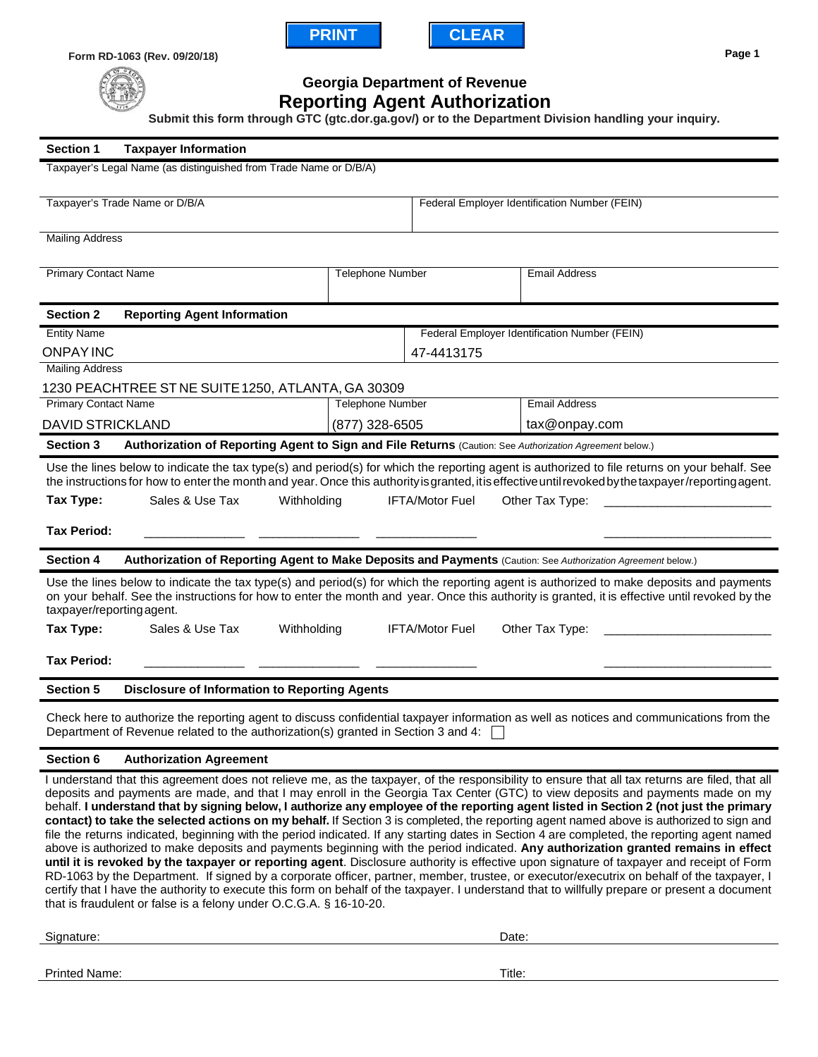Form RD-1063 (Rev. 09/20/18)

# Georgia Department of Revenue
## Reporting Agent Authorization

**Submit this form through GTC (gtc.dor.ga.gov/) or to the Department Division handling your inquiry.**

### Section 1 Taxpayer Information

| Taxpayer's Legal Name (as distinguished from Trade Name or D/B/A) | | |
|---|---|---|
| | | |
| Taxpayer's Trade Name or D/B/A | Federal Employer Identification Number (FEIN) | |
| | | |
| Mailing Address | | |
| | | |
| Primary Contact Name | Telephone Number | Email Address |
| | | |

### Section 2 Reporting Agent Information

| Entity Name | Federal Employer Identification Number (FEIN) | |
|---|---|---|
| ONPAY INC | 47-4413175 | |
| Mailing Address | | |
| 1230 PEACHTREE ST NE SUITE 1250, ATLANTA, GA 30309 | | |
| Primary Contact Name | Telephone Number | Email Address |
| DAVID STRICKLAND | (877) 328-6505 | tax@onpay.com |

### Section 3 Authorization of Reporting Agent to Sign and File Returns (Caution: See *Authorization Agreement* below.)

Use the lines below to indicate the tax type(s) and period(s) for which the reporting agent is authorized to file returns on your behalf. See the instructions for how to enter the month and year. Once this authority is granted, it is effective until revoked by the taxpayer/reporting agent.

**Tax Type:** Sales & Use Tax Withholding IFTA/Motor Fuel Other Tax Type: ________________________

**Tax Period:** ______________ ______________ ______________ ________________________

### Section 4 Authorization of Reporting Agent to Make Deposits and Payments (Caution: See *Authorization Agreement* below.)

Use the lines below to indicate the tax type(s) and period(s) for which the reporting agent is authorized to make deposits and payments on your behalf. See the instructions for how to enter the month and year. Once this authority is granted, it is effective until revoked by the taxpayer/reporting agent.

**Tax Type:** Sales & Use Tax Withholding IFTA/Motor Fuel Other Tax Type: ________________________

**Tax Period:** ______________ ______________ ______________ ________________________

### Section 5 Disclosure of Information to Reporting Agents

Check here to authorize the reporting agent to discuss confidential taxpayer information as well as notices and communications from the Department of Revenue related to the authorization(s) granted in Section 3 and 4: ☐

### Section 6 Authorization Agreement

I understand that this agreement does not relieve me, as the taxpayer, of the responsibility to ensure that all tax returns are filed, that all deposits and payments are made, and that I may enroll in the Georgia Tax Center (GTC) to view deposits and payments made on my behalf. **I understand that by signing below, I authorize any employee of the reporting agent listed in Section 2 (not just the primary contact) to take the selected actions on my behalf.** If Section 3 is completed, the reporting agent named above is authorized to sign and file the returns indicated, beginning with the period indicated. If any starting dates in Section 4 are completed, the reporting agent named above is authorized to make deposits and payments beginning with the period indicated. **Any authorization granted remains in effect until it is revoked by the taxpayer or reporting agent**. Disclosure authority is effective upon signature of taxpayer and receipt of Form RD-1063 by the Department. If signed by a corporate officer, partner, member, trustee, or executor/executrix on behalf of the taxpayer, I certify that I have the authority to execute this form on behalf of the taxpayer. I understand that to willfully prepare or present a document that is fraudulent or false is a felony under O.C.G.A. § 16-10-20.

Signature: ______________________________ Date: ______________

Printed Name: ______________________________ Title: ______________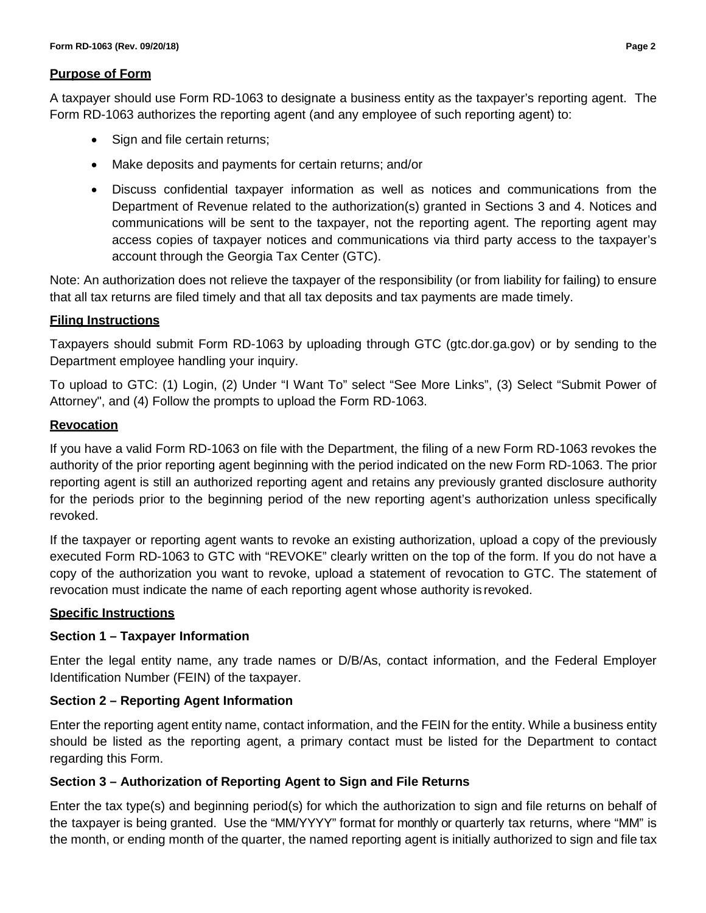## Purpose of Form

A taxpayer should use Form RD-1063 to designate a business entity as the taxpayer's reporting agent. The Form RD-1063 authorizes the reporting agent (and any employee of such reporting agent) to:

- Sign and file certain returns;
- Make deposits and payments for certain returns; and/or
- Discuss confidential taxpayer information as well as notices and communications from the Department of Revenue related to the authorization(s) granted in Sections 3 and 4. Notices and communications will be sent to the taxpayer, not the reporting agent. The reporting agent may access copies of taxpayer notices and communications via third party access to the taxpayer's account through the Georgia Tax Center (GTC).

Note: An authorization does not relieve the taxpayer of the responsibility (or from liability for failing) to ensure that all tax returns are filed timely and that all tax deposits and tax payments are made timely.

## Filing Instructions

Taxpayers should submit Form RD-1063 by uploading through GTC (gtc.dor.ga.gov) or by sending to the Department employee handling your inquiry.

To upload to GTC: (1) Login, (2) Under "I Want To" select "See More Links", (3) Select "Submit Power of Attorney", and (4) Follow the prompts to upload the Form RD-1063.

## Revocation

If you have a valid Form RD-1063 on file with the Department, the filing of a new Form RD-1063 revokes the authority of the prior reporting agent beginning with the period indicated on the new Form RD-1063. The prior reporting agent is still an authorized reporting agent and retains any previously granted disclosure authority for the periods prior to the beginning period of the new reporting agent's authorization unless specifically revoked.

If the taxpayer or reporting agent wants to revoke an existing authorization, upload a copy of the previously executed Form RD-1063 to GTC with "REVOKE" clearly written on the top of the form. If you do not have a copy of the authorization you want to revoke, upload a statement of revocation to GTC. The statement of revocation must indicate the name of each reporting agent whose authority is revoked.

## Specific Instructions

### Section 1 – Taxpayer Information

Enter the legal entity name, any trade names or D/B/As, contact information, and the Federal Employer Identification Number (FEIN) of the taxpayer.

### Section 2 – Reporting Agent Information

Enter the reporting agent entity name, contact information, and the FEIN for the entity. While a business entity should be listed as the reporting agent, a primary contact must be listed for the Department to contact regarding this Form.

### Section 3 – Authorization of Reporting Agent to Sign and File Returns

Enter the tax type(s) and beginning period(s) for which the authorization to sign and file returns on behalf of the taxpayer is being granted. Use the "MM/YYYY" format for monthly or quarterly tax returns, where "MM" is the month, or ending month of the quarter, the named reporting agent is initially authorized to sign and file tax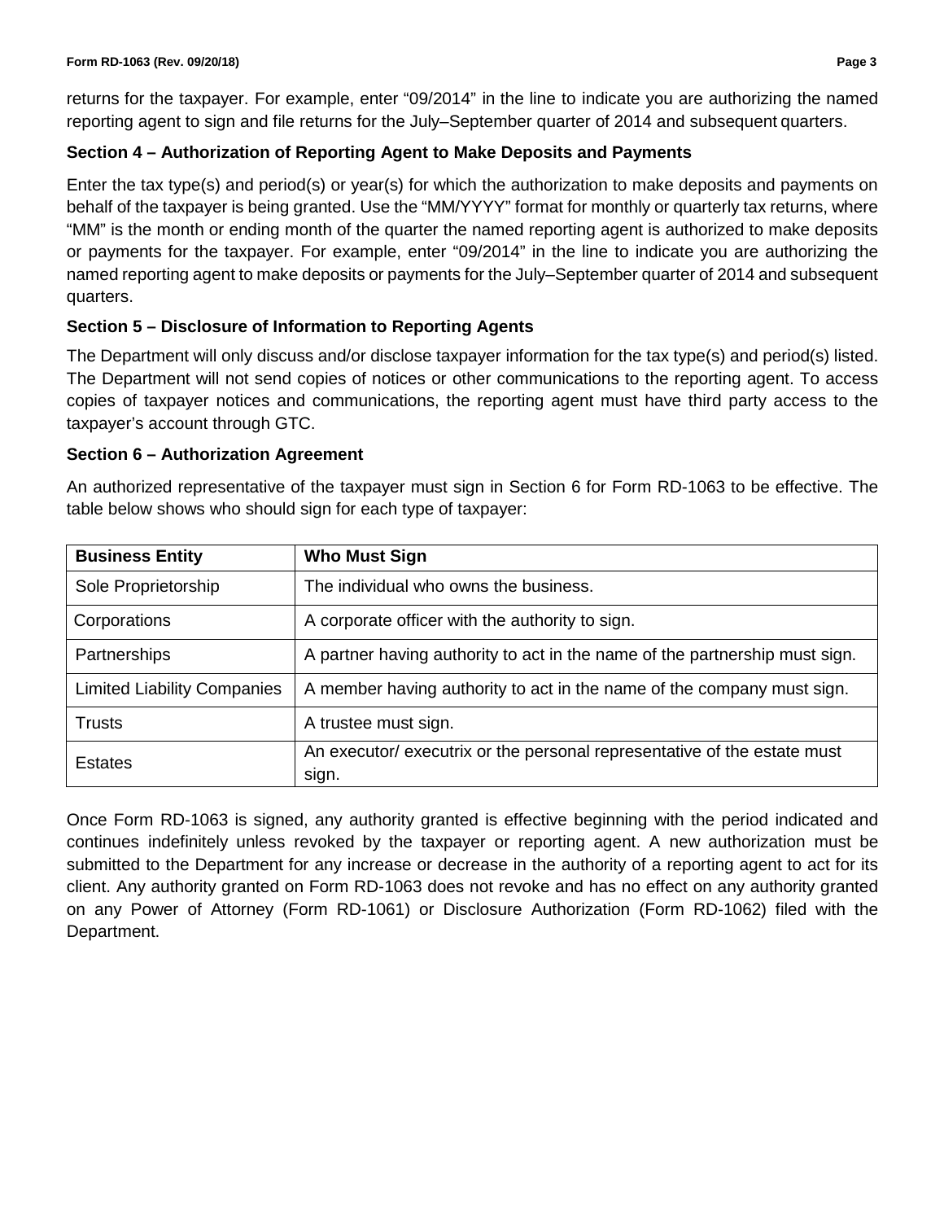returns for the taxpayer. For example, enter "09/2014" in the line to indicate you are authorizing the named reporting agent to sign and file returns for the July–September quarter of 2014 and subsequent quarters.

### Section 4 – Authorization of Reporting Agent to Make Deposits and Payments

Enter the tax type(s) and period(s) or year(s) for which the authorization to make deposits and payments on behalf of the taxpayer is being granted. Use the "MM/YYYY" format for monthly or quarterly tax returns, where "MM" is the month or ending month of the quarter the named reporting agent is authorized to make deposits or payments for the taxpayer. For example, enter "09/2014" in the line to indicate you are authorizing the named reporting agent to make deposits or payments for the July–September quarter of 2014 and subsequent quarters.

### Section 5 – Disclosure of Information to Reporting Agents

The Department will only discuss and/or disclose taxpayer information for the tax type(s) and period(s) listed. The Department will not send copies of notices or other communications to the reporting agent. To access copies of taxpayer notices and communications, the reporting agent must have third party access to the taxpayer's account through GTC.

### Section 6 – Authorization Agreement

An authorized representative of the taxpayer must sign in Section 6 for Form RD-1063 to be effective. The table below shows who should sign for each type of taxpayer:

| Business Entity | Who Must Sign |
|---|---|
| Sole Proprietorship | The individual who owns the business. |
| Corporations | A corporate officer with the authority to sign. |
| Partnerships | A partner having authority to act in the name of the partnership must sign. |
| Limited Liability Companies | A member having authority to act in the name of the company must sign. |
| Trusts | A trustee must sign. |
| Estates | An executor/ executrix or the personal representative of the estate must sign. |

Once Form RD-1063 is signed, any authority granted is effective beginning with the period indicated and continues indefinitely unless revoked by the taxpayer or reporting agent. A new authorization must be submitted to the Department for any increase or decrease in the authority of a reporting agent to act for its client. Any authority granted on Form RD-1063 does not revoke and has no effect on any authority granted on any Power of Attorney (Form RD-1061) or Disclosure Authorization (Form RD-1062) filed with the Department.